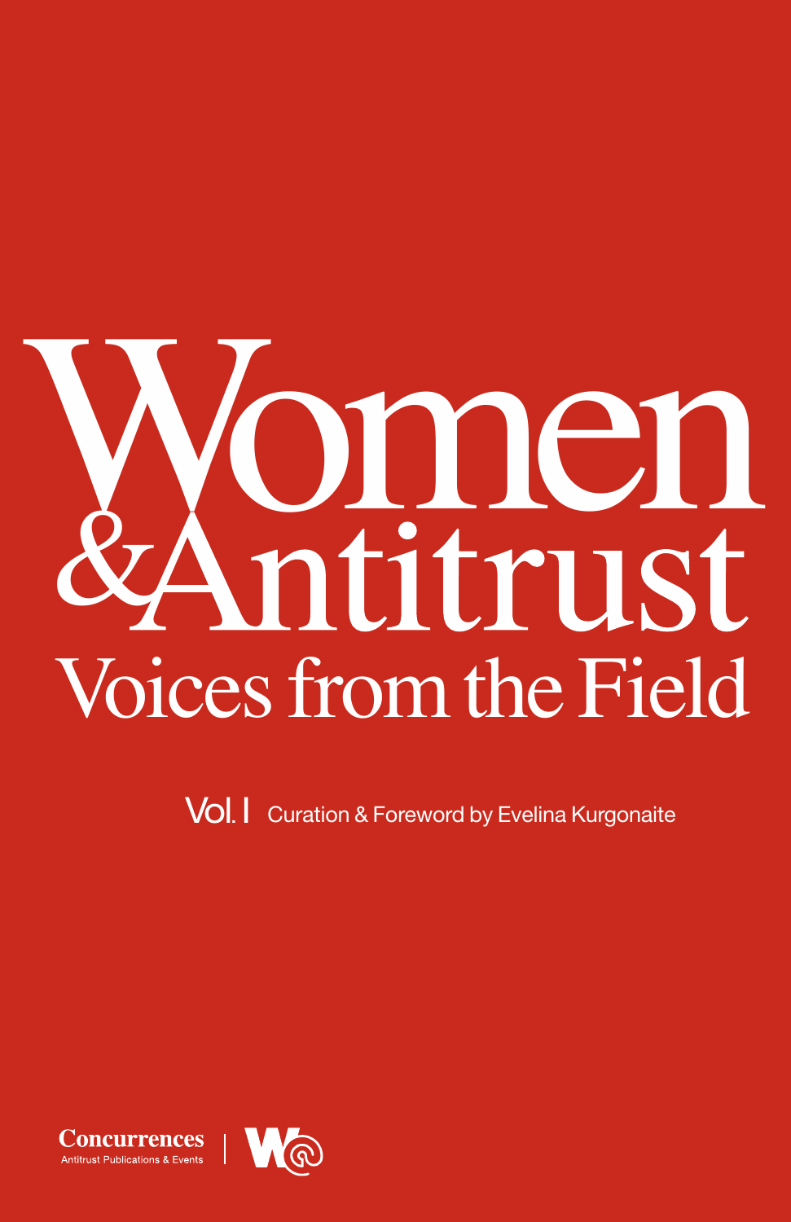# Women & Antitrust

## Voices from the Field

Vol. I Curation & Foreword by Evelina Kurgonaite

**Concurrences**
Antitrust Publications & Events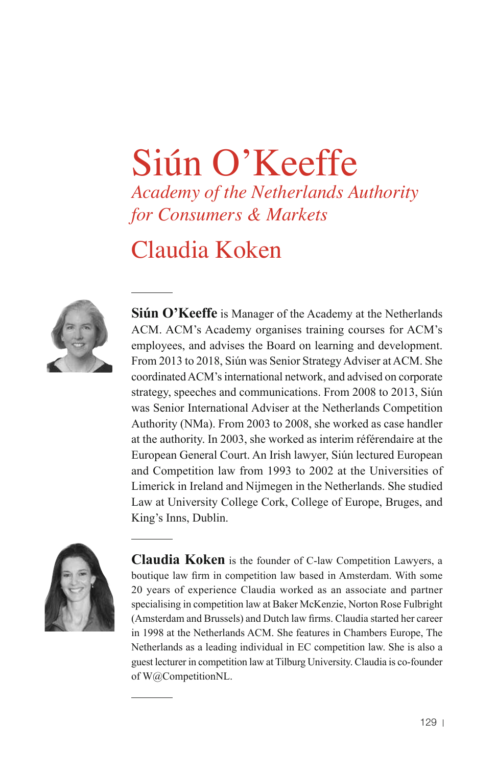# Siún O'Keeffe

*Academy of the Netherlands Authority for Consumers & Markets*

# Claudia Koken

---

**Siún O'Keeffe** is Manager of the Academy at the Netherlands ACM. ACM's Academy organises training courses for ACM's employees, and advises the Board on learning and development. From 2013 to 2018, Siún was Senior Strategy Adviser at ACM. She coordinated ACM's international network, and advised on corporate strategy, speeches and communications. From 2008 to 2013, Siún was Senior International Adviser at the Netherlands Competition Authority (NMa). From 2003 to 2008, she worked as case handler at the authority. In 2003, she worked as interim référendaire at the European General Court. An Irish lawyer, Siún lectured European and Competition law from 1993 to 2002 at the Universities of Limerick in Ireland and Nijmegen in the Netherlands. She studied Law at University College Cork, College of Europe, Bruges, and King's Inns, Dublin.

---

**Claudia Koken** is the founder of C-law Competition Lawyers, a boutique law firm in competition law based in Amsterdam. With some 20 years of experience Claudia worked as an associate and partner specialising in competition law at Baker McKenzie, Norton Rose Fulbright (Amsterdam and Brussels) and Dutch law firms. Claudia started her career in 1998 at the Netherlands ACM. She features in Chambers Europe, The Netherlands as a leading individual in EC competition law. She is also a guest lecturer in competition law at Tilburg University. Claudia is co-founder of W@CompetitionNL.

---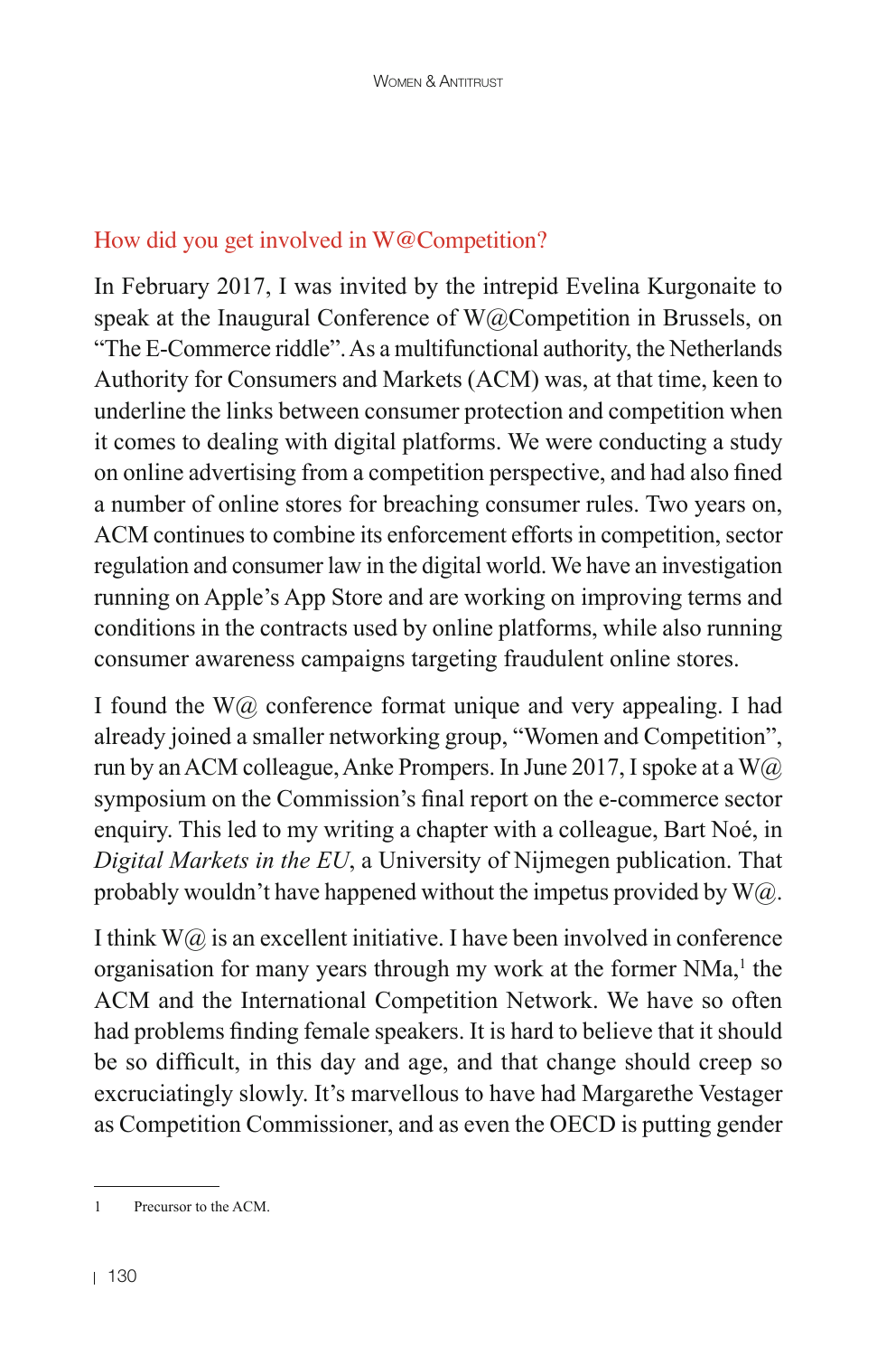## How did you get involved in W@Competition?

In February 2017, I was invited by the intrepid Evelina Kurgonaite to speak at the Inaugural Conference of W@Competition in Brussels, on "The E-Commerce riddle". As a multifunctional authority, the Netherlands Authority for Consumers and Markets (ACM) was, at that time, keen to underline the links between consumer protection and competition when it comes to dealing with digital platforms. We were conducting a study on online advertising from a competition perspective, and had also fined a number of online stores for breaching consumer rules. Two years on, ACM continues to combine its enforcement efforts in competition, sector regulation and consumer law in the digital world. We have an investigation running on Apple's App Store and are working on improving terms and conditions in the contracts used by online platforms, while also running consumer awareness campaigns targeting fraudulent online stores.

I found the W@ conference format unique and very appealing. I had already joined a smaller networking group, "Women and Competition", run by an ACM colleague, Anke Prompers. In June 2017, I spoke at a W@ symposium on the Commission's final report on the e-commerce sector enquiry. This led to my writing a chapter with a colleague, Bart Noé, in *Digital Markets in the EU*, a University of Nijmegen publication. That probably wouldn't have happened without the impetus provided by W@.

I think W@ is an excellent initiative. I have been involved in conference organisation for many years through my work at the former NMa,[1] the ACM and the International Competition Network. We have so often had problems finding female speakers. It is hard to believe that it should be so difficult, in this day and age, and that change should creep so excruciatingly slowly. It's marvellous to have had Margarethe Vestager as Competition Commissioner, and as even the OECD is putting gender

1 Precursor to the ACM.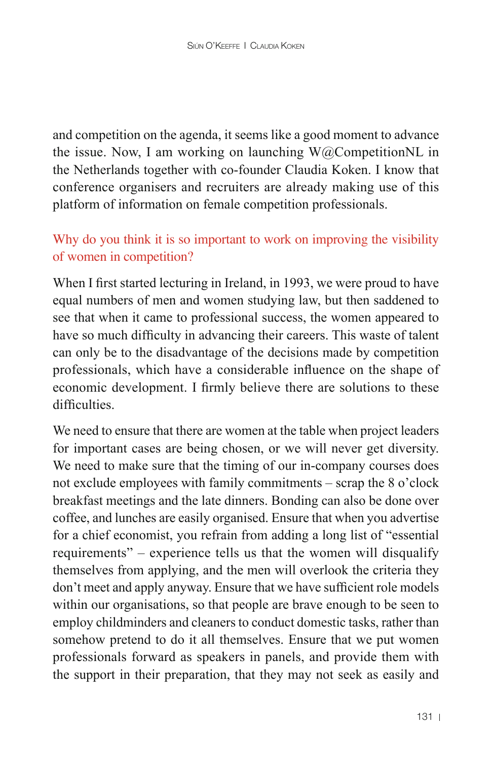and competition on the agenda, it seems like a good moment to advance the issue. Now, I am working on launching W@CompetitionNL in the Netherlands together with co-founder Claudia Koken. I know that conference organisers and recruiters are already making use of this platform of information on female competition professionals.

## Why do you think it is so important to work on improving the visibility of women in competition?

When I first started lecturing in Ireland, in 1993, we were proud to have equal numbers of men and women studying law, but then saddened to see that when it came to professional success, the women appeared to have so much difficulty in advancing their careers. This waste of talent can only be to the disadvantage of the decisions made by competition professionals, which have a considerable influence on the shape of economic development. I firmly believe there are solutions to these difficulties.

We need to ensure that there are women at the table when project leaders for important cases are being chosen, or we will never get diversity. We need to make sure that the timing of our in-company courses does not exclude employees with family commitments – scrap the 8 o'clock breakfast meetings and the late dinners. Bonding can also be done over coffee, and lunches are easily organised. Ensure that when you advertise for a chief economist, you refrain from adding a long list of "essential requirements" – experience tells us that the women will disqualify themselves from applying, and the men will overlook the criteria they don't meet and apply anyway. Ensure that we have sufficient role models within our organisations, so that people are brave enough to be seen to employ childminders and cleaners to conduct domestic tasks, rather than somehow pretend to do it all themselves. Ensure that we put women professionals forward as speakers in panels, and provide them with the support in their preparation, that they may not seek as easily and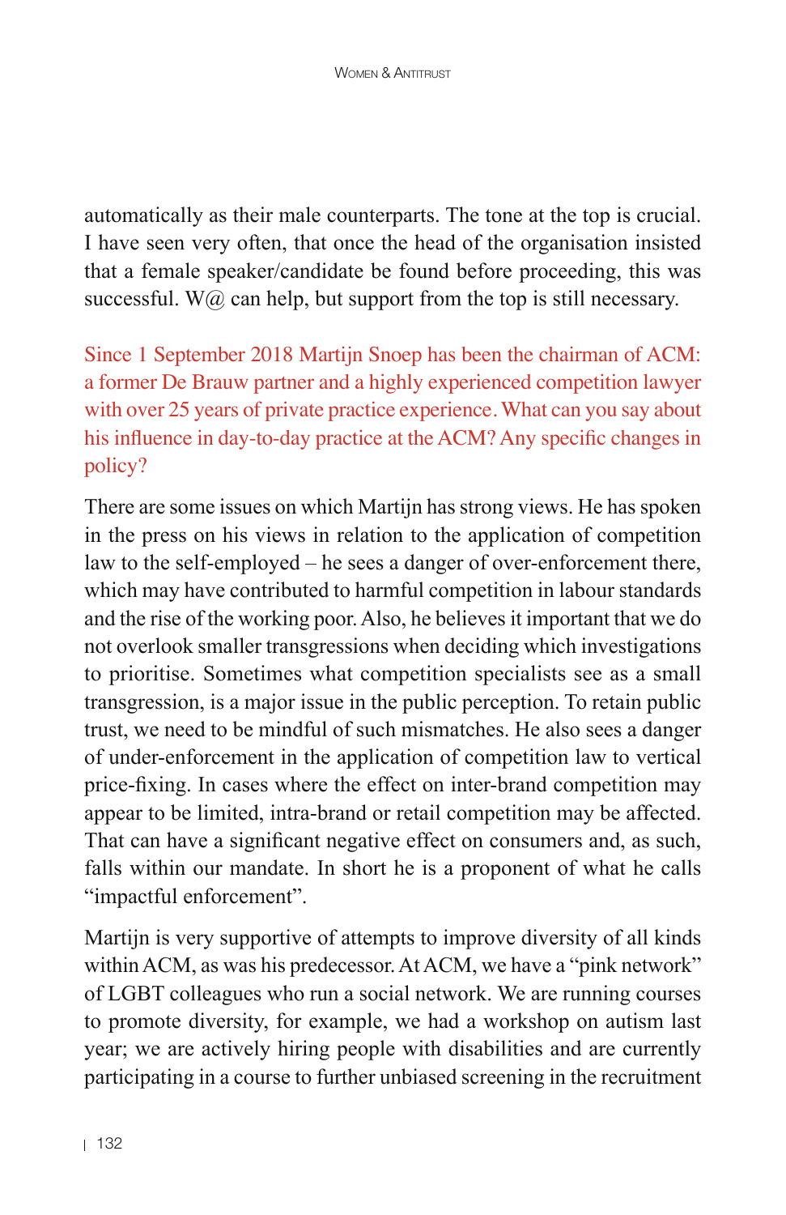automatically as their male counterparts. The tone at the top is crucial. I have seen very often, that once the head of the organisation insisted that a female speaker/candidate be found before proceeding, this was successful. W@ can help, but support from the top is still necessary.

**Since 1 September 2018 Martijn Snoep has been the chairman of ACM: a former De Brauw partner and a highly experienced competition lawyer with over 25 years of private practice experience. What can you say about his influence in day-to-day practice at the ACM? Any specific changes in policy?**

There are some issues on which Martijn has strong views. He has spoken in the press on his views in relation to the application of competition law to the self-employed – he sees a danger of over-enforcement there, which may have contributed to harmful competition in labour standards and the rise of the working poor. Also, he believes it important that we do not overlook smaller transgressions when deciding which investigations to prioritise. Sometimes what competition specialists see as a small transgression, is a major issue in the public perception. To retain public trust, we need to be mindful of such mismatches. He also sees a danger of under-enforcement in the application of competition law to vertical price-fixing. In cases where the effect on inter-brand competition may appear to be limited, intra-brand or retail competition may be affected. That can have a significant negative effect on consumers and, as such, falls within our mandate. In short he is a proponent of what he calls "impactful enforcement".

Martijn is very supportive of attempts to improve diversity of all kinds within ACM, as was his predecessor. At ACM, we have a "pink network" of LGBT colleagues who run a social network. We are running courses to promote diversity, for example, we had a workshop on autism last year; we are actively hiring people with disabilities and are currently participating in a course to further unbiased screening in the recruitment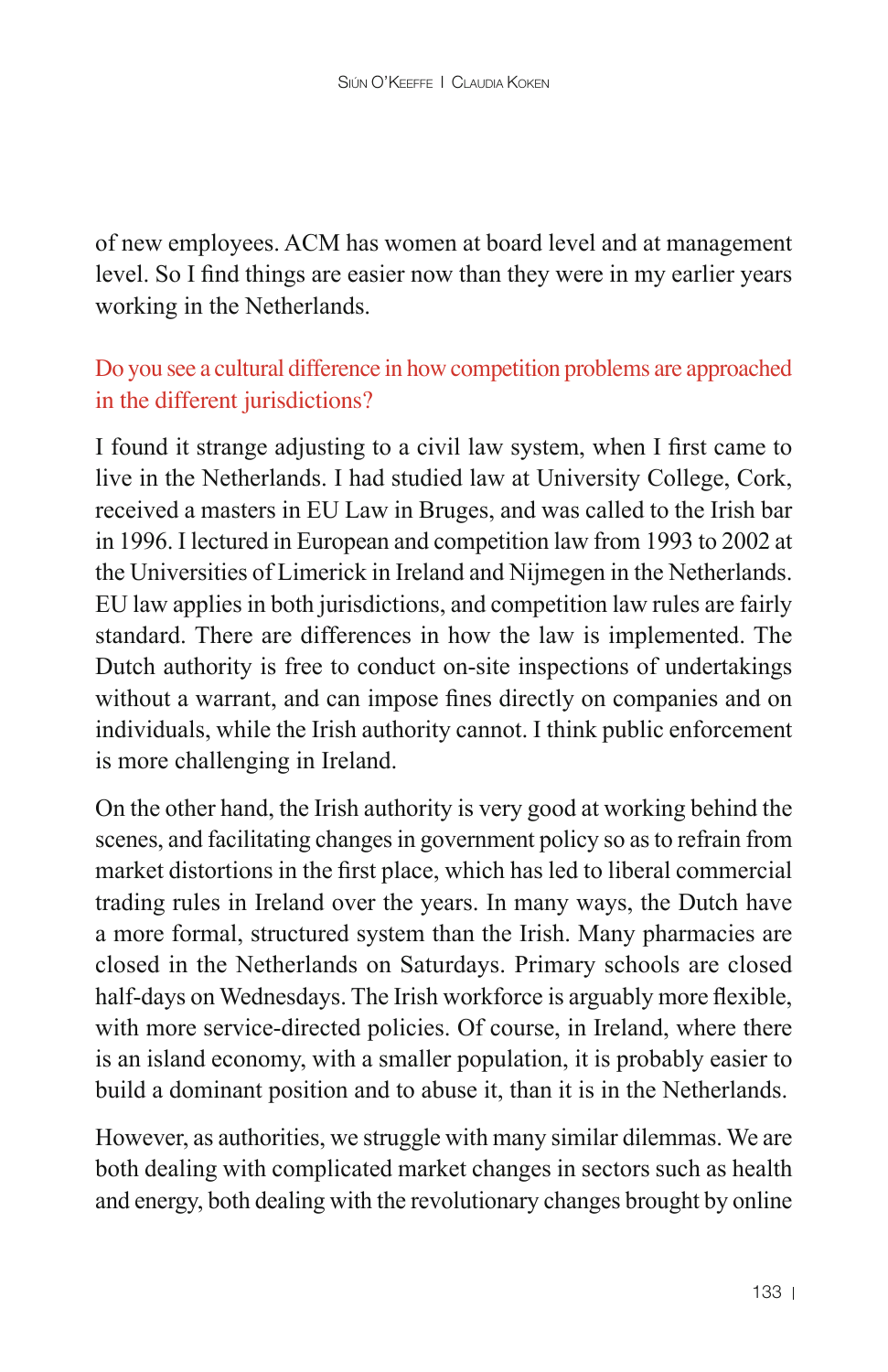of new employees. ACM has women at board level and at management level. So I find things are easier now than they were in my earlier years working in the Netherlands.

Do you see a cultural difference in how competition problems are approached in the different jurisdictions?

I found it strange adjusting to a civil law system, when I first came to live in the Netherlands. I had studied law at University College, Cork, received a masters in EU Law in Bruges, and was called to the Irish bar in 1996. I lectured in European and competition law from 1993 to 2002 at the Universities of Limerick in Ireland and Nijmegen in the Netherlands. EU law applies in both jurisdictions, and competition law rules are fairly standard. There are differences in how the law is implemented. The Dutch authority is free to conduct on-site inspections of undertakings without a warrant, and can impose fines directly on companies and on individuals, while the Irish authority cannot. I think public enforcement is more challenging in Ireland.

On the other hand, the Irish authority is very good at working behind the scenes, and facilitating changes in government policy so as to refrain from market distortions in the first place, which has led to liberal commercial trading rules in Ireland over the years. In many ways, the Dutch have a more formal, structured system than the Irish. Many pharmacies are closed in the Netherlands on Saturdays. Primary schools are closed half-days on Wednesdays. The Irish workforce is arguably more flexible, with more service-directed policies. Of course, in Ireland, where there is an island economy, with a smaller population, it is probably easier to build a dominant position and to abuse it, than it is in the Netherlands.

However, as authorities, we struggle with many similar dilemmas. We are both dealing with complicated market changes in sectors such as health and energy, both dealing with the revolutionary changes brought by online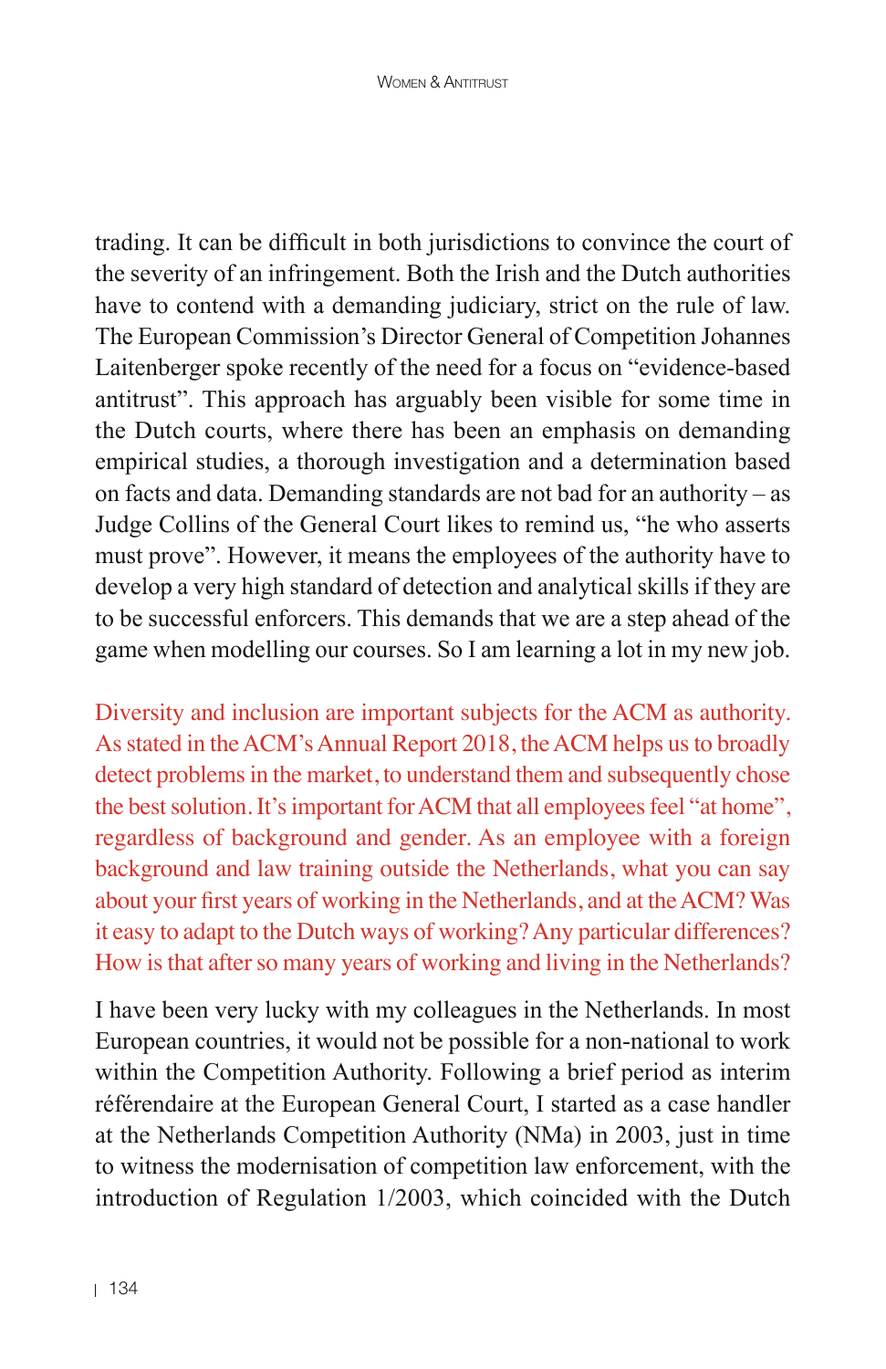trading. It can be difficult in both jurisdictions to convince the court of the severity of an infringement. Both the Irish and the Dutch authorities have to contend with a demanding judiciary, strict on the rule of law. The European Commission's Director General of Competition Johannes Laitenberger spoke recently of the need for a focus on "evidence-based antitrust". This approach has arguably been visible for some time in the Dutch courts, where there has been an emphasis on demanding empirical studies, a thorough investigation and a determination based on facts and data. Demanding standards are not bad for an authority – as Judge Collins of the General Court likes to remind us, "he who asserts must prove". However, it means the employees of the authority have to develop a very high standard of detection and analytical skills if they are to be successful enforcers. This demands that we are a step ahead of the game when modelling our courses. So I am learning a lot in my new job.

Diversity and inclusion are important subjects for the ACM as authority. As stated in the ACM's Annual Report 2018, the ACM helps us to broadly detect problems in the market, to understand them and subsequently chose the best solution. It's important for ACM that all employees feel "at home", regardless of background and gender. As an employee with a foreign background and law training outside the Netherlands, what you can say about your first years of working in the Netherlands, and at the ACM? Was it easy to adapt to the Dutch ways of working? Any particular differences? How is that after so many years of working and living in the Netherlands?

I have been very lucky with my colleagues in the Netherlands. In most European countries, it would not be possible for a non-national to work within the Competition Authority. Following a brief period as interim référendaire at the European General Court, I started as a case handler at the Netherlands Competition Authority (NMa) in 2003, just in time to witness the modernisation of competition law enforcement, with the introduction of Regulation 1/2003, which coincided with the Dutch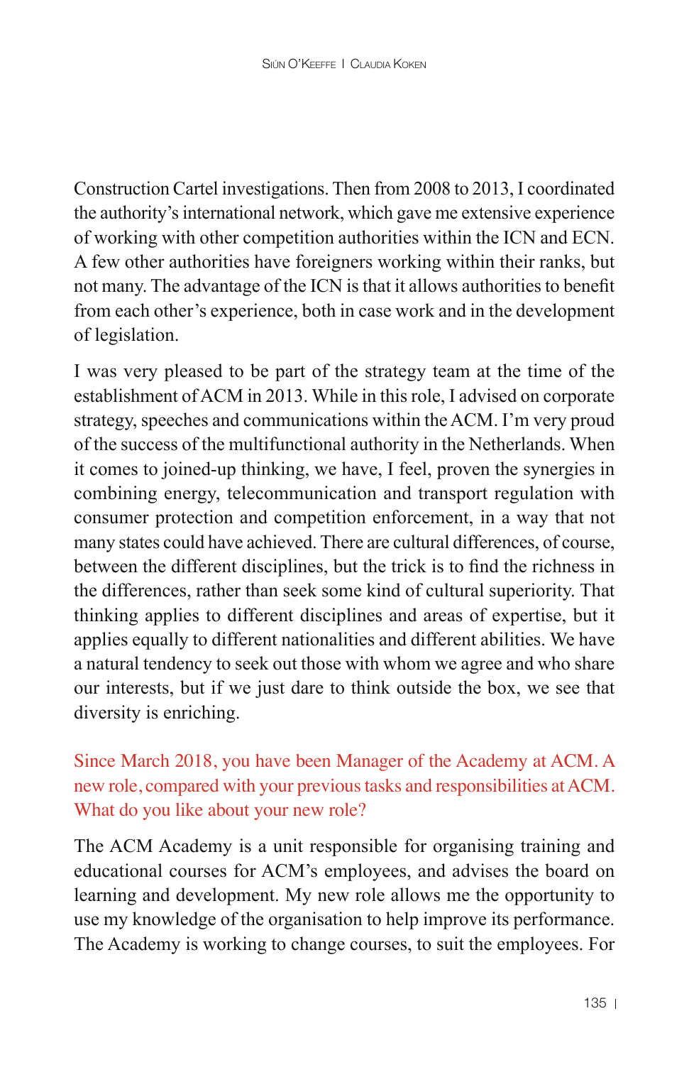Construction Cartel investigations. Then from 2008 to 2013, I coordinated the authority's international network, which gave me extensive experience of working with other competition authorities within the ICN and ECN. A few other authorities have foreigners working within their ranks, but not many. The advantage of the ICN is that it allows authorities to benefit from each other's experience, both in case work and in the development of legislation.

I was very pleased to be part of the strategy team at the time of the establishment of ACM in 2013. While in this role, I advised on corporate strategy, speeches and communications within the ACM. I'm very proud of the success of the multifunctional authority in the Netherlands. When it comes to joined-up thinking, we have, I feel, proven the synergies in combining energy, telecommunication and transport regulation with consumer protection and competition enforcement, in a way that not many states could have achieved. There are cultural differences, of course, between the different disciplines, but the trick is to find the richness in the differences, rather than seek some kind of cultural superiority. That thinking applies to different disciplines and areas of expertise, but it applies equally to different nationalities and different abilities. We have a natural tendency to seek out those with whom we agree and who share our interests, but if we just dare to think outside the box, we see that diversity is enriching.

Since March 2018, you have been Manager of the Academy at ACM. A new role, compared with your previous tasks and responsibilities at ACM. What do you like about your new role?

The ACM Academy is a unit responsible for organising training and educational courses for ACM's employees, and advises the board on learning and development. My new role allows me the opportunity to use my knowledge of the organisation to help improve its performance. The Academy is working to change courses, to suit the employees. For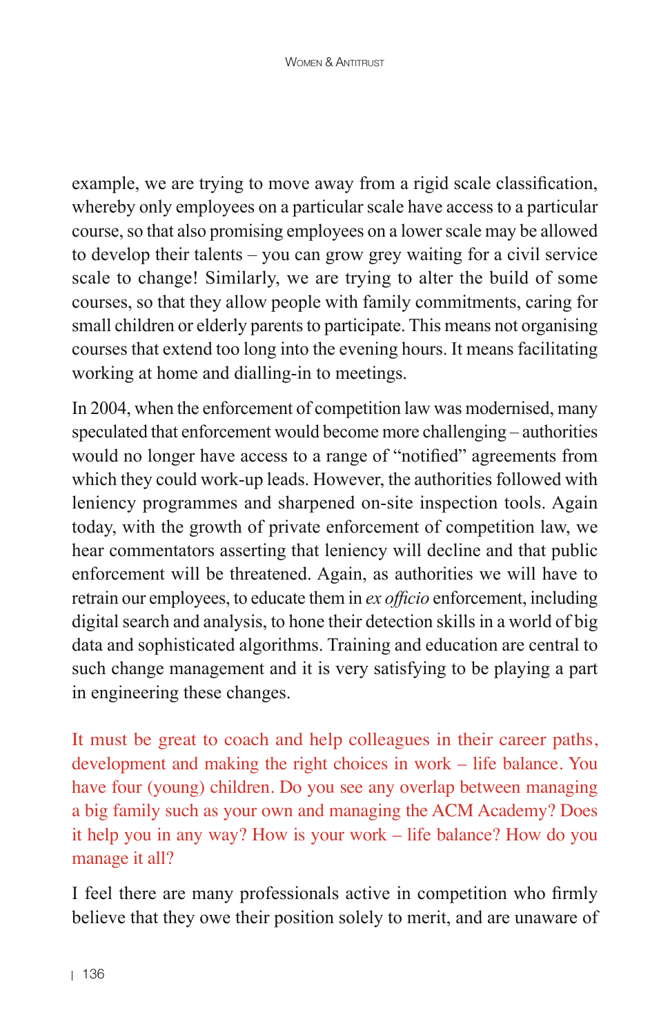example, we are trying to move away from a rigid scale classification, whereby only employees on a particular scale have access to a particular course, so that also promising employees on a lower scale may be allowed to develop their talents – you can grow grey waiting for a civil service scale to change! Similarly, we are trying to alter the build of some courses, so that they allow people with family commitments, caring for small children or elderly parents to participate. This means not organising courses that extend too long into the evening hours. It means facilitating working at home and dialling-in to meetings.

In 2004, when the enforcement of competition law was modernised, many speculated that enforcement would become more challenging – authorities would no longer have access to a range of "notified" agreements from which they could work-up leads. However, the authorities followed with leniency programmes and sharpened on-site inspection tools. Again today, with the growth of private enforcement of competition law, we hear commentators asserting that leniency will decline and that public enforcement will be threatened. Again, as authorities we will have to retrain our employees, to educate them in *ex officio* enforcement, including digital search and analysis, to hone their detection skills in a world of big data and sophisticated algorithms. Training and education are central to such change management and it is very satisfying to be playing a part in engineering these changes.

It must be great to coach and help colleagues in their career paths, development and making the right choices in work – life balance. You have four (young) children. Do you see any overlap between managing a big family such as your own and managing the ACM Academy? Does it help you in any way? How is your work – life balance? How do you manage it all?

I feel there are many professionals active in competition who firmly believe that they owe their position solely to merit, and are unaware of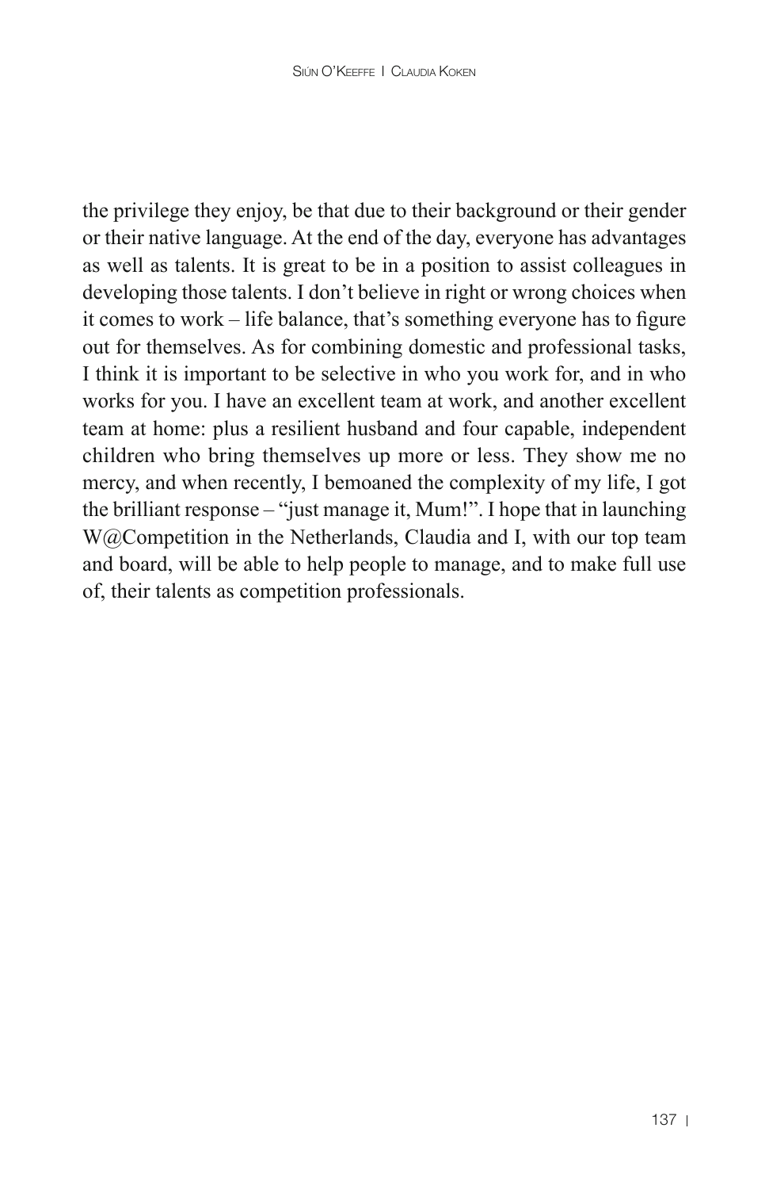the privilege they enjoy, be that due to their background or their gender or their native language. At the end of the day, everyone has advantages as well as talents. It is great to be in a position to assist colleagues in developing those talents. I don't believe in right or wrong choices when it comes to work – life balance, that's something everyone has to figure out for themselves. As for combining domestic and professional tasks, I think it is important to be selective in who you work for, and in who works for you. I have an excellent team at work, and another excellent team at home: plus a resilient husband and four capable, independent children who bring themselves up more or less. They show me no mercy, and when recently, I bemoaned the complexity of my life, I got the brilliant response – "just manage it, Mum!". I hope that in launching W@Competition in the Netherlands, Claudia and I, with our top team and board, will be able to help people to manage, and to make full use of, their talents as competition professionals.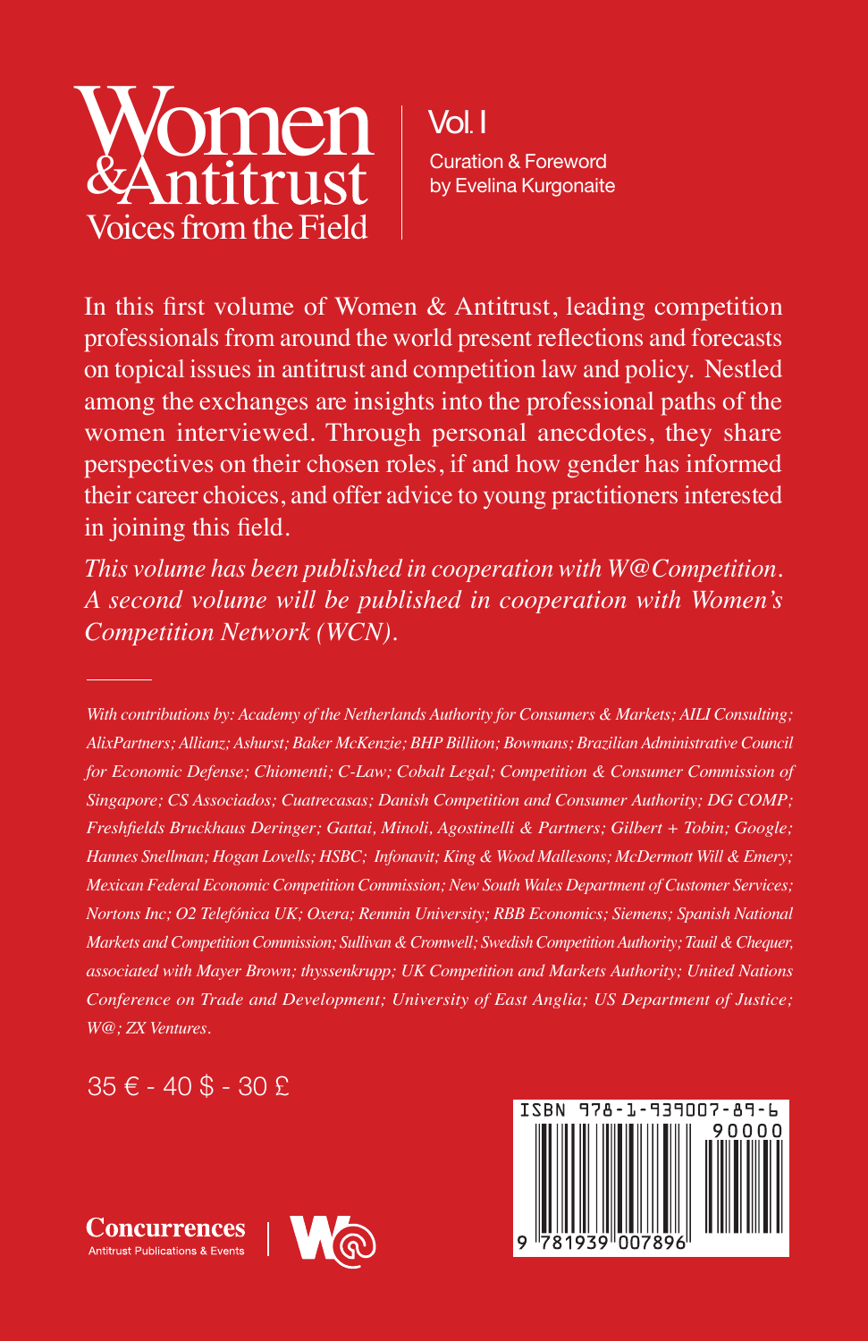# Women & Antitrust
## Voices from the Field

Vol. I

Curation & Foreword by Evelina Kurgonaite

In this first volume of Women & Antitrust, leading competition professionals from around the world present reflections and forecasts on topical issues in antitrust and competition law and policy. Nestled among the exchanges are insights into the professional paths of the women interviewed. Through personal anecdotes, they share perspectives on their chosen roles, if and how gender has informed their career choices, and offer advice to young practitioners interested in joining this field.

*This volume has been published in cooperation with W@Competition. A second volume will be published in cooperation with Women's Competition Network (WCN).*

---

*With contributions by: Academy of the Netherlands Authority for Consumers & Markets; AILI Consulting; AlixPartners; Allianz; Ashurst; Baker McKenzie; BHP Billiton; Bowmans; Brazilian Administrative Council for Economic Defense; Chiomenti; C-Law; Cobalt Legal; Competition & Consumer Commission of Singapore; CS Associados; Cuatrecasas; Danish Competition and Consumer Authority; DG COMP; Freshfields Bruckhaus Deringer; Gattai, Minoli, Agostinelli & Partners; Gilbert + Tobin; Google; Hannes Snellman; Hogan Lovells; HSBC; Infonavit; King & Wood Mallesons; McDermott Will & Emery; Mexican Federal Economic Competition Commission; New South Wales Department of Customer Services; Nortons Inc; O2 Telefónica UK; Oxera; Renmin University; RBB Economics; Siemens; Spanish National Markets and Competition Commission; Sullivan & Cromwell; Swedish Competition Authority; Tauil & Chequer, associated with Mayer Brown; thyssenkrupp; UK Competition and Markets Authority; United Nations Conference on Trade and Development; University of East Anglia; US Department of Justice; W@; ZX Ventures.*

35 € - 40 $ - 30 £

ISBN 978-1-939007-89-6

90000

9 781939 007896

Concurrences
Antitrust Publications & Events